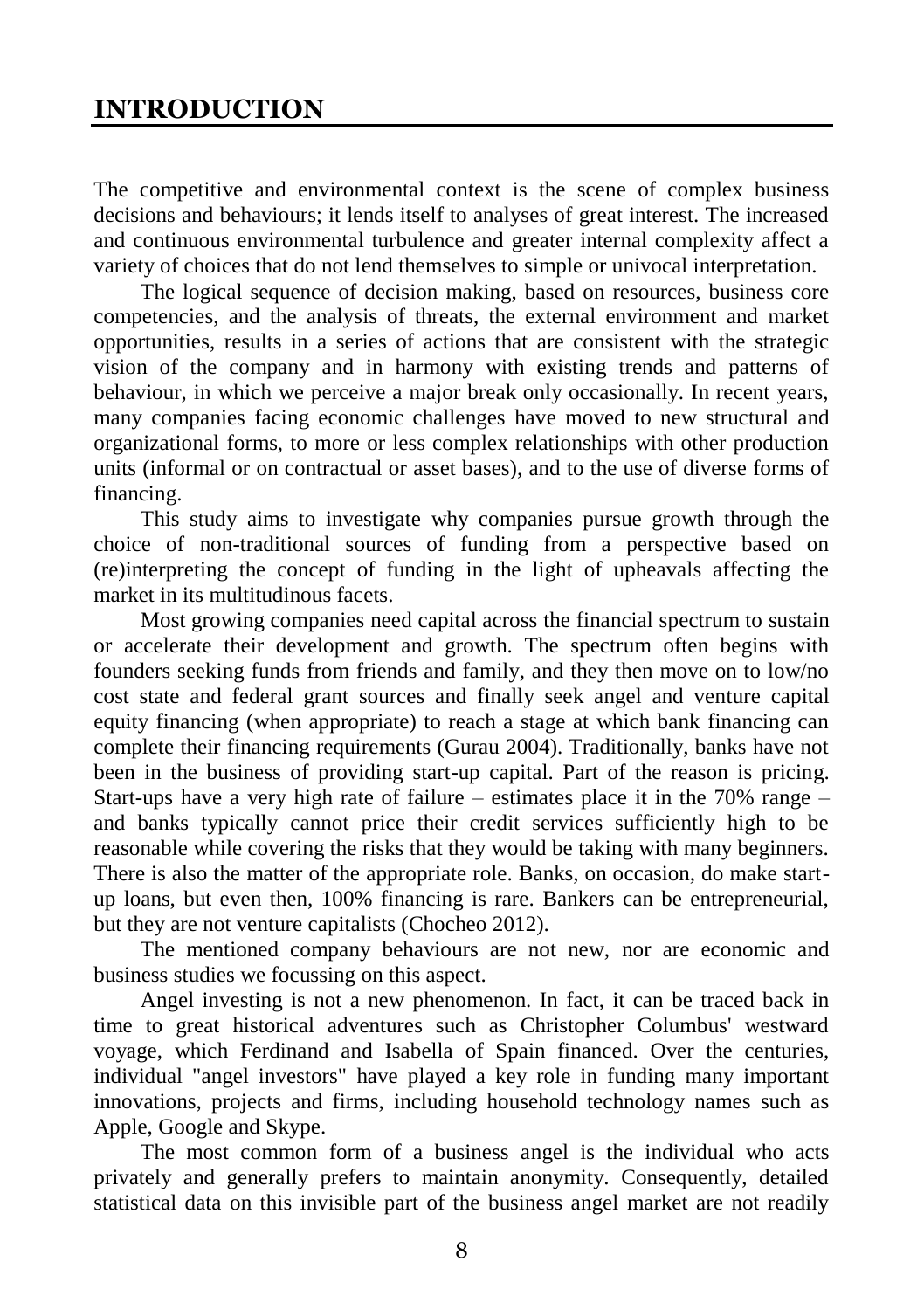# INTRODUCTION

The competitive and environmental context is the scene of complex business decisions and behaviours; it lends itself to analyses of great interest. The increased and continuous environmental turbulence and greater internal complexity affect a variety of choices that do not lend themselves to simple or univocal interpretation.

The logical sequence of decision making, based on resources, business core competencies, and the analysis of threats, the external environment and market opportunities, results in a series of actions that are consistent with the strategic vision of the company and in harmony with existing trends and patterns of behaviour, in which we perceive a major break only occasionally. In recent years, many companies facing economic challenges have moved to new structural and organizational forms, to more or less complex relationships with other production units (informal or on contractual or asset bases), and to the use of diverse forms of financing.

This study aims to investigate why companies pursue growth through the choice of non-traditional sources of funding from a perspective based on (re)interpreting the concept of funding in the light of upheavals affecting the market in its multitudinous facets.

Most growing companies need capital across the financial spectrum to sustain or accelerate their development and growth. The spectrum often begins with founders seeking funds from friends and family, and they then move on to low/no cost state and federal grant sources and finally seek angel and venture capital equity financing (when appropriate) to reach a stage at which bank financing can complete their financing requirements (Gurau 2004). Traditionally, banks have not been in the business of providing start-up capital. Part of the reason is pricing. Start-ups have a very high rate of failure – estimates place it in the 70% range – and banks typically cannot price their credit services sufficiently high to be reasonable while covering the risks that they would be taking with many beginners. There is also the matter of the appropriate role. Banks, on occasion, do make start-up loans, but even then, 100% financing is rare. Bankers can be entrepreneurial, but they are not venture capitalists (Chocheo 2012).

The mentioned company behaviours are not new, nor are economic and business studies we focussing on this aspect.

Angel investing is not a new phenomenon. In fact, it can be traced back in time to great historical adventures such as Christopher Columbus' westward voyage, which Ferdinand and Isabella of Spain financed. Over the centuries, individual "angel investors" have played a key role in funding many important innovations, projects and firms, including household technology names such as Apple, Google and Skype.

The most common form of a business angel is the individual who acts privately and generally prefers to maintain anonymity. Consequently, detailed statistical data on this invisible part of the business angel market are not readily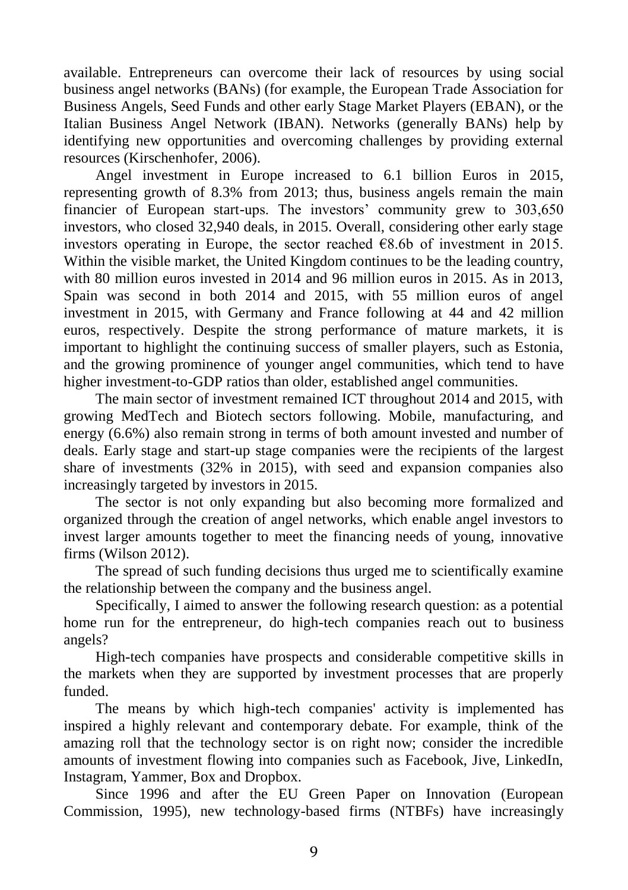available. Entrepreneurs can overcome their lack of resources by using social business angel networks (BANs) (for example, the European Trade Association for Business Angels, Seed Funds and other early Stage Market Players (EBAN), or the Italian Business Angel Network (IBAN). Networks (generally BANs) help by identifying new opportunities and overcoming challenges by providing external resources (Kirschenhofer, 2006).

Angel investment in Europe increased to 6.1 billion Euros in 2015, representing growth of 8.3% from 2013; thus, business angels remain the main financier of European start-ups. The investors' community grew to 303,650 investors, who closed 32,940 deals, in 2015. Overall, considering other early stage investors operating in Europe, the sector reached €8.6b of investment in 2015. Within the visible market, the United Kingdom continues to be the leading country, with 80 million euros invested in 2014 and 96 million euros in 2015. As in 2013, Spain was second in both 2014 and 2015, with 55 million euros of angel investment in 2015, with Germany and France following at 44 and 42 million euros, respectively. Despite the strong performance of mature markets, it is important to highlight the continuing success of smaller players, such as Estonia, and the growing prominence of younger angel communities, which tend to have higher investment-to-GDP ratios than older, established angel communities.

The main sector of investment remained ICT throughout 2014 and 2015, with growing MedTech and Biotech sectors following. Mobile, manufacturing, and energy (6.6%) also remain strong in terms of both amount invested and number of deals. Early stage and start-up stage companies were the recipients of the largest share of investments (32% in 2015), with seed and expansion companies also increasingly targeted by investors in 2015.

The sector is not only expanding but also becoming more formalized and organized through the creation of angel networks, which enable angel investors to invest larger amounts together to meet the financing needs of young, innovative firms (Wilson 2012).

The spread of such funding decisions thus urged me to scientifically examine the relationship between the company and the business angel.

Specifically, I aimed to answer the following research question: as a potential home run for the entrepreneur, do high-tech companies reach out to business angels?

High-tech companies have prospects and considerable competitive skills in the markets when they are supported by investment processes that are properly funded.

The means by which high-tech companies' activity is implemented has inspired a highly relevant and contemporary debate. For example, think of the amazing roll that the technology sector is on right now; consider the incredible amounts of investment flowing into companies such as Facebook, Jive, LinkedIn, Instagram, Yammer, Box and Dropbox.

Since 1996 and after the EU Green Paper on Innovation (European Commission, 1995), new technology-based firms (NTBFs) have increasingly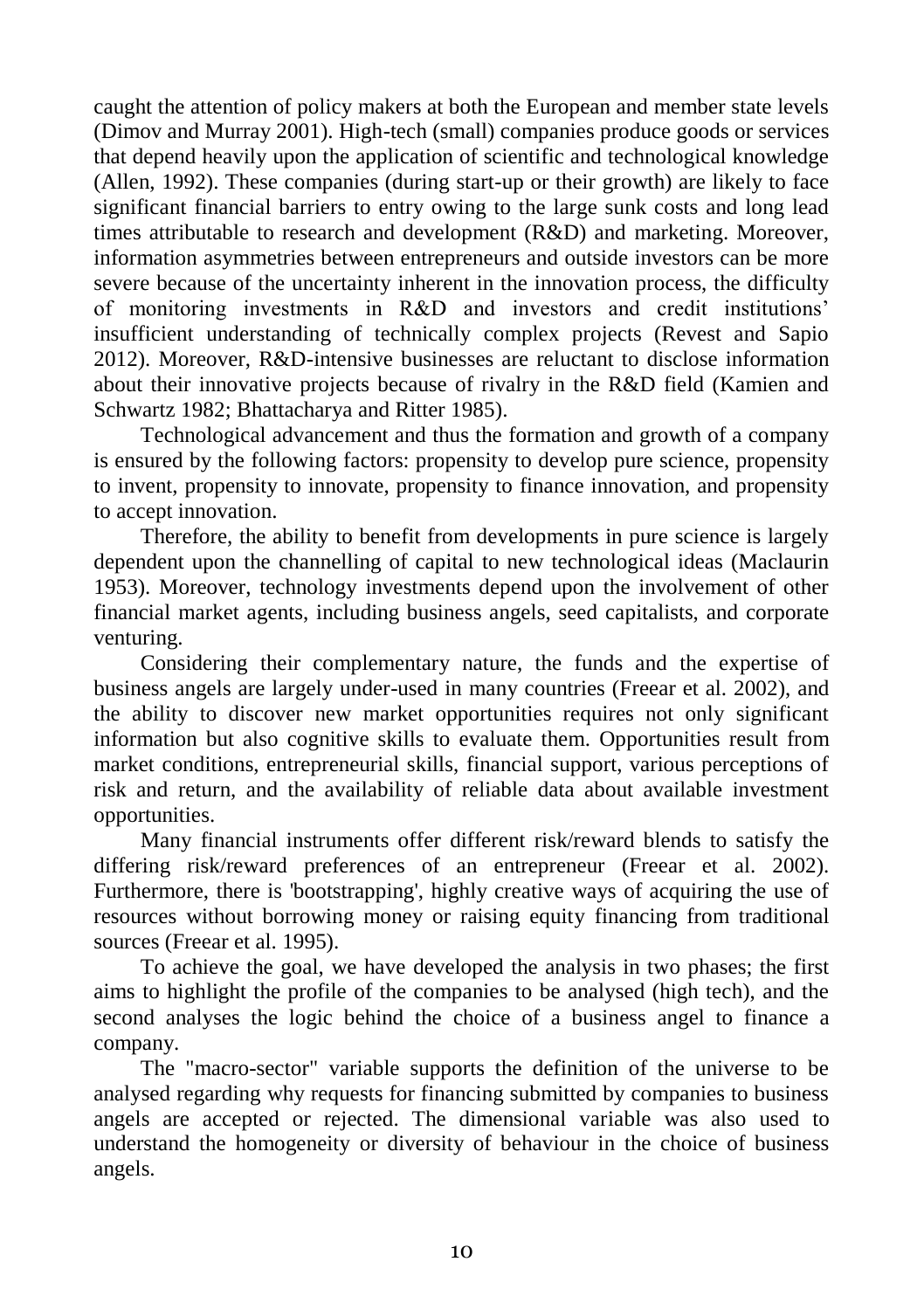caught the attention of policy makers at both the European and member state levels (Dimov and Murray 2001). High-tech (small) companies produce goods or services that depend heavily upon the application of scientific and technological knowledge (Allen, 1992). These companies (during start-up or their growth) are likely to face significant financial barriers to entry owing to the large sunk costs and long lead times attributable to research and development (R&D) and marketing. Moreover, information asymmetries between entrepreneurs and outside investors can be more severe because of the uncertainty inherent in the innovation process, the difficulty of monitoring investments in R&D and investors and credit institutions' insufficient understanding of technically complex projects (Revest and Sapio 2012). Moreover, R&D-intensive businesses are reluctant to disclose information about their innovative projects because of rivalry in the R&D field (Kamien and Schwartz 1982; Bhattacharya and Ritter 1985).

Technological advancement and thus the formation and growth of a company is ensured by the following factors: propensity to develop pure science, propensity to invent, propensity to innovate, propensity to finance innovation, and propensity to accept innovation.

Therefore, the ability to benefit from developments in pure science is largely dependent upon the channelling of capital to new technological ideas (Maclaurin 1953). Moreover, technology investments depend upon the involvement of other financial market agents, including business angels, seed capitalists, and corporate venturing.

Considering their complementary nature, the funds and the expertise of business angels are largely under-used in many countries (Freear et al. 2002), and the ability to discover new market opportunities requires not only significant information but also cognitive skills to evaluate them. Opportunities result from market conditions, entrepreneurial skills, financial support, various perceptions of risk and return, and the availability of reliable data about available investment opportunities.

Many financial instruments offer different risk/reward blends to satisfy the differing risk/reward preferences of an entrepreneur (Freear et al. 2002). Furthermore, there is 'bootstrapping', highly creative ways of acquiring the use of resources without borrowing money or raising equity financing from traditional sources (Freear et al. 1995).

To achieve the goal, we have developed the analysis in two phases; the first aims to highlight the profile of the companies to be analysed (high tech), and the second analyses the logic behind the choice of a business angel to finance a company.

The "macro-sector" variable supports the definition of the universe to be analysed regarding why requests for financing submitted by companies to business angels are accepted or rejected. The dimensional variable was also used to understand the homogeneity or diversity of behaviour in the choice of business angels.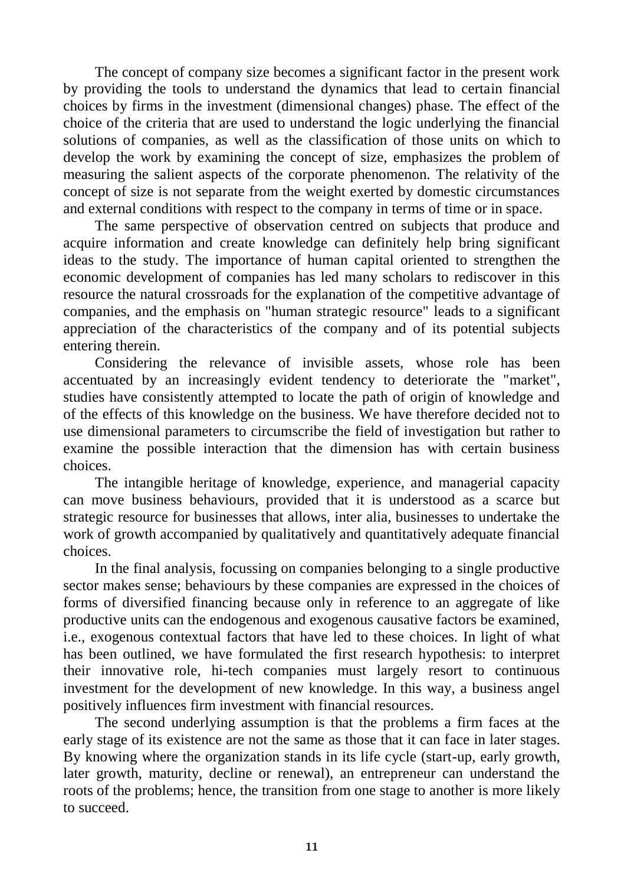The concept of company size becomes a significant factor in the present work by providing the tools to understand the dynamics that lead to certain financial choices by firms in the investment (dimensional changes) phase. The effect of the choice of the criteria that are used to understand the logic underlying the financial solutions of companies, as well as the classification of those units on which to develop the work by examining the concept of size, emphasizes the problem of measuring the salient aspects of the corporate phenomenon. The relativity of the concept of size is not separate from the weight exerted by domestic circumstances and external conditions with respect to the company in terms of time or in space.

The same perspective of observation centred on subjects that produce and acquire information and create knowledge can definitely help bring significant ideas to the study. The importance of human capital oriented to strengthen the economic development of companies has led many scholars to rediscover in this resource the natural crossroads for the explanation of the competitive advantage of companies, and the emphasis on "human strategic resource" leads to a significant appreciation of the characteristics of the company and of its potential subjects entering therein.

Considering the relevance of invisible assets, whose role has been accentuated by an increasingly evident tendency to deteriorate the "market", studies have consistently attempted to locate the path of origin of knowledge and of the effects of this knowledge on the business. We have therefore decided not to use dimensional parameters to circumscribe the field of investigation but rather to examine the possible interaction that the dimension has with certain business choices.

The intangible heritage of knowledge, experience, and managerial capacity can move business behaviours, provided that it is understood as a scarce but strategic resource for businesses that allows, inter alia, businesses to undertake the work of growth accompanied by qualitatively and quantitatively adequate financial choices.

In the final analysis, focussing on companies belonging to a single productive sector makes sense; behaviours by these companies are expressed in the choices of forms of diversified financing because only in reference to an aggregate of like productive units can the endogenous and exogenous causative factors be examined, i.e., exogenous contextual factors that have led to these choices. In light of what has been outlined, we have formulated the first research hypothesis: to interpret their innovative role, hi-tech companies must largely resort to continuous investment for the development of new knowledge. In this way, a business angel positively influences firm investment with financial resources.

The second underlying assumption is that the problems a firm faces at the early stage of its existence are not the same as those that it can face in later stages. By knowing where the organization stands in its life cycle (start-up, early growth, later growth, maturity, decline or renewal), an entrepreneur can understand the roots of the problems; hence, the transition from one stage to another is more likely to succeed.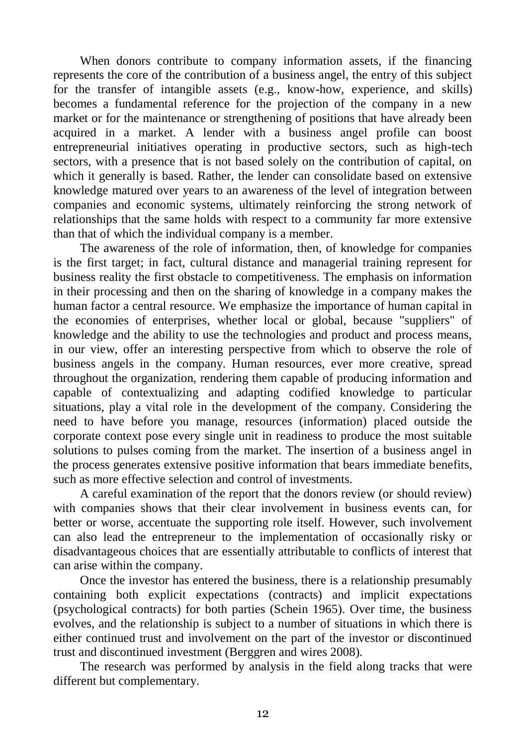When donors contribute to company information assets, if the financing represents the core of the contribution of a business angel, the entry of this subject for the transfer of intangible assets (e.g., know-how, experience, and skills) becomes a fundamental reference for the projection of the company in a new market or for the maintenance or strengthening of positions that have already been acquired in a market. A lender with a business angel profile can boost entrepreneurial initiatives operating in productive sectors, such as high-tech sectors, with a presence that is not based solely on the contribution of capital, on which it generally is based. Rather, the lender can consolidate based on extensive knowledge matured over years to an awareness of the level of integration between companies and economic systems, ultimately reinforcing the strong network of relationships that the same holds with respect to a community far more extensive than that of which the individual company is a member.

The awareness of the role of information, then, of knowledge for companies is the first target; in fact, cultural distance and managerial training represent for business reality the first obstacle to competitiveness. The emphasis on information in their processing and then on the sharing of knowledge in a company makes the human factor a central resource. We emphasize the importance of human capital in the economies of enterprises, whether local or global, because "suppliers" of knowledge and the ability to use the technologies and product and process means, in our view, offer an interesting perspective from which to observe the role of business angels in the company. Human resources, ever more creative, spread throughout the organization, rendering them capable of producing information and capable of contextualizing and adapting codified knowledge to particular situations, play a vital role in the development of the company. Considering the need to have before you manage, resources (information) placed outside the corporate context pose every single unit in readiness to produce the most suitable solutions to pulses coming from the market. The insertion of a business angel in the process generates extensive positive information that bears immediate benefits, such as more effective selection and control of investments.

A careful examination of the report that the donors review (or should review) with companies shows that their clear involvement in business events can, for better or worse, accentuate the supporting role itself. However, such involvement can also lead the entrepreneur to the implementation of occasionally risky or disadvantageous choices that are essentially attributable to conflicts of interest that can arise within the company.

Once the investor has entered the business, there is a relationship presumably containing both explicit expectations (contracts) and implicit expectations (psychological contracts) for both parties (Schein 1965). Over time, the business evolves, and the relationship is subject to a number of situations in which there is either continued trust and involvement on the part of the investor or discontinued trust and discontinued investment (Berggren and wires 2008).

The research was performed by analysis in the field along tracks that were different but complementary.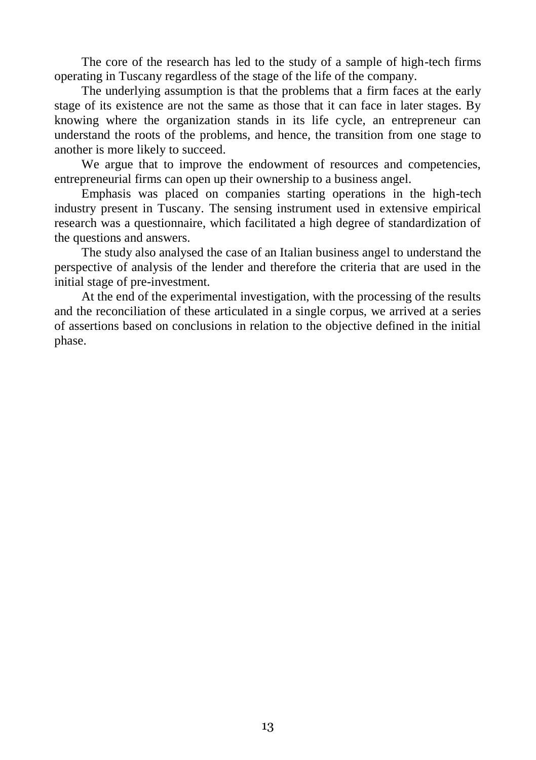The core of the research has led to the study of a sample of high-tech firms operating in Tuscany regardless of the stage of the life of the company.

The underlying assumption is that the problems that a firm faces at the early stage of its existence are not the same as those that it can face in later stages. By knowing where the organization stands in its life cycle, an entrepreneur can understand the roots of the problems, and hence, the transition from one stage to another is more likely to succeed.

We argue that to improve the endowment of resources and competencies, entrepreneurial firms can open up their ownership to a business angel.

Emphasis was placed on companies starting operations in the high-tech industry present in Tuscany. The sensing instrument used in extensive empirical research was a questionnaire, which facilitated a high degree of standardization of the questions and answers.

The study also analysed the case of an Italian business angel to understand the perspective of analysis of the lender and therefore the criteria that are used in the initial stage of pre-investment.

At the end of the experimental investigation, with the processing of the results and the reconciliation of these articulated in a single corpus, we arrived at a series of assertions based on conclusions in relation to the objective defined in the initial phase.